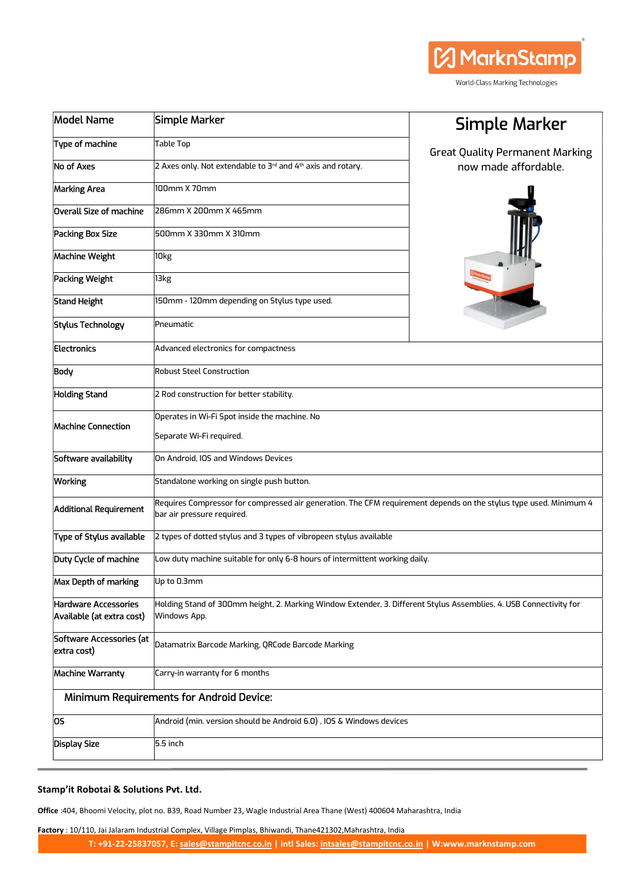# Simple Marker

Great Quality Permanent Marking now made affordable.

| Model Name | Simple Marker |
|---|---|
| Type of machine | Table Top |
| No of Axes | 2 Axes only. Not extendable to 3rd and 4th axis and rotary. |
| Marking Area | 100mm X 70mm |
| Overall Size of machine | 286mm X 200mm X 465mm |
| Packing Box Size | 500mm X 330mm X 310mm |
| Machine Weight | 10kg |
| Packing Weight | 13kg |
| Stand Height | 150mm - 120mm depending on Stylus type used. |
| Stylus Technology | Pneumatic |
| Electronics | Advanced electronics for compactness |
| Body | Robust Steel Construction |
| Holding Stand | 2 Rod construction for better stability. |
| Machine Connection | Operates in Wi-Fi Spot inside the machine. No Separate Wi-Fi required. |
| Software availability | On Android, IOS and Windows Devices |
| Working | Standalone working on single push button. |
| Additional Requirement | Requires Compressor for compressed air generation. The CFM requirement depends on the stylus type used. Minimum 4 bar air pressure required. |
| Type of Stylus available | 2 types of dotted stylus and 3 types of vibropeen stylus available |
| Duty Cycle of machine | Low duty machine suitable for only 6-8 hours of intermittent working daily. |
| Max Depth of marking | Up to 0.3mm |
| Hardware Accessories Available (at extra cost) | Holding Stand of 300mm height, 2. Marking Window Extender, 3. Different Stylus Assemblies, 4. USB Connectivity for Windows App. |
| Software Accessories (at extra cost) | Datamatrix Barcode Marking, QRCode Barcode Marking |
| Machine Warranty | Carry-in warranty for 6 months |
| **Minimum Requirements for Android Device:** | |
| OS | Android (min. version should be Android 6.0) , IOS & Windows devices |
| Display Size | 5.5 inch |

**Stamp'it Robotai & Solutions Pvt. Ltd.**

**Office** :404, Bhoomi Velocity, plot no. B39, Road Number 23, Wagle Industrial Area Thane (West) 400604 Maharashtra, India

**Factory** : 10/110, Jai Jalaram Industrial Complex, Village Pimplas, Bhiwandi, Thane421302,Mahrashtra, India

**T: +91-22-25837057, E: sales@stampitcnc.co.in | intl Sales: intsales@stampitcnc.co.in | W:www.marknstamp.com**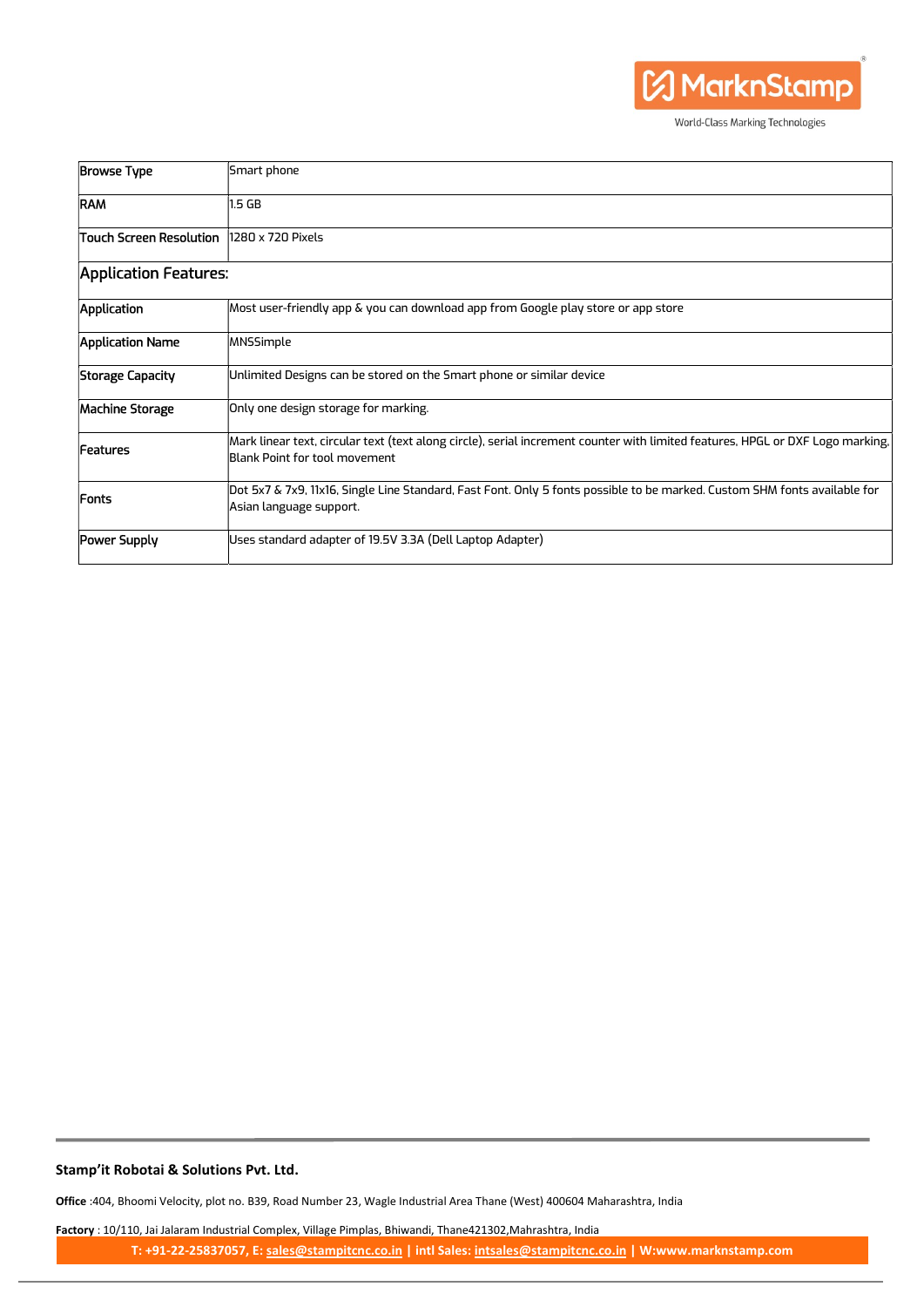| | |
|---|---|
| Browse Type | Smart phone |
| RAM | 1.5 GB |
| Touch Screen Resolution | 1280 x 720 Pixels |
| **Application Features:** | |
| Application | Most user-friendly app & you can download app from Google play store or app store |
| Application Name | MNSSimple |
| Storage Capacity | Unlimited Designs can be stored on the Smart phone or similar device |
| Machine Storage | Only one design storage for marking. |
| Features | Mark linear text, circular text (text along circle), serial increment counter with limited features, HPGL or DXF Logo marking, Blank Point for tool movement |
| Fonts | Dot 5x7 & 7x9, 11x16, Single Line Standard, Fast Font. Only 5 fonts possible to be marked. Custom SHM fonts available for Asian language support. |
| Power Supply | Uses standard adapter of 19.5V 3.3A (Dell Laptop Adapter) |